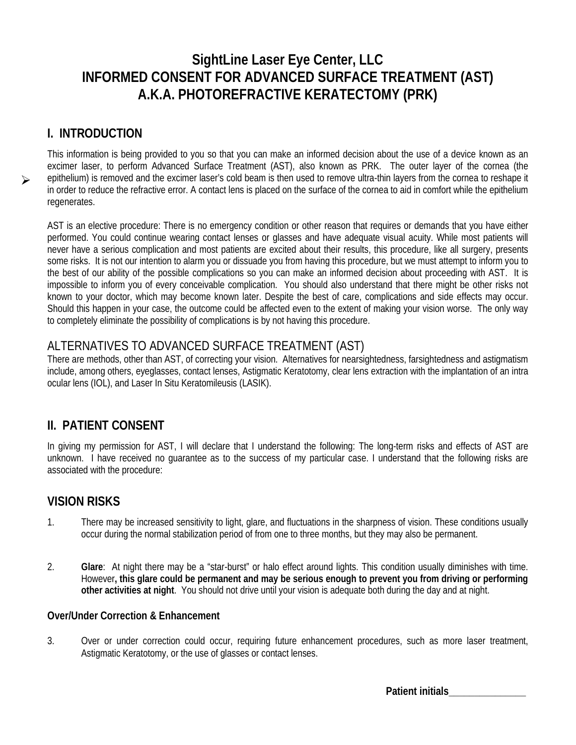# SightLine Laser Eye Center, LLC
# INFORMED CONSENT FOR ADVANCED SURFACE TREATMENT (AST)
# A.K.A. PHOTOREFRACTIVE KERATECTOMY (PRK)

## I. INTRODUCTION

This information is being provided to you so that you can make an informed decision about the use of a device known as an excimer laser, to perform Advanced Surface Treatment (AST), also known as PRK. The outer layer of the cornea (the epithelium) is removed and the excimer laser's cold beam is then used to remove ultra-thin layers from the cornea to reshape it in order to reduce the refractive error. A contact lens is placed on the surface of the cornea to aid in comfort while the epithelium regenerates.

AST is an elective procedure: There is no emergency condition or other reason that requires or demands that you have either performed. You could continue wearing contact lenses or glasses and have adequate visual acuity. While most patients will never have a serious complication and most patients are excited about their results, this procedure, like all surgery, presents some risks. It is not our intention to alarm you or dissuade you from having this procedure, but we must attempt to inform you to the best of our ability of the possible complications so you can make an informed decision about proceeding with AST. It is impossible to inform you of every conceivable complication. You should also understand that there might be other risks not known to your doctor, which may become known later. Despite the best of care, complications and side effects may occur. Should this happen in your case, the outcome could be affected even to the extent of making your vision worse. The only way to completely eliminate the possibility of complications is by not having this procedure.

### ALTERNATIVES TO ADVANCED SURFACE TREATMENT (AST)

There are methods, other than AST, of correcting your vision. Alternatives for nearsightedness, farsightedness and astigmatism include, among others, eyeglasses, contact lenses, Astigmatic Keratotomy, clear lens extraction with the implantation of an intra ocular lens (IOL), and Laser In Situ Keratomileusis (LASIK).

## II. PATIENT CONSENT

In giving my permission for AST, I will declare that I understand the following: The long-term risks and effects of AST are unknown. I have received no guarantee as to the success of my particular case. I understand that the following risks are associated with the procedure:

## VISION RISKS

1. There may be increased sensitivity to light, glare, and fluctuations in the sharpness of vision. These conditions usually occur during the normal stabilization period of from one to three months, but they may also be permanent.

2. **Glare**: At night there may be a "star-burst" or halo effect around lights. This condition usually diminishes with time. However**, this glare could be permanent and may be serious enough to prevent you from driving or performing other activities at night**. You should not drive until your vision is adequate both during the day and at night.

### Over/Under Correction & Enhancement

3. Over or under correction could occur, requiring future enhancement procedures, such as more laser treatment, Astigmatic Keratotomy, or the use of glasses or contact lenses.

**Patient initials_______________**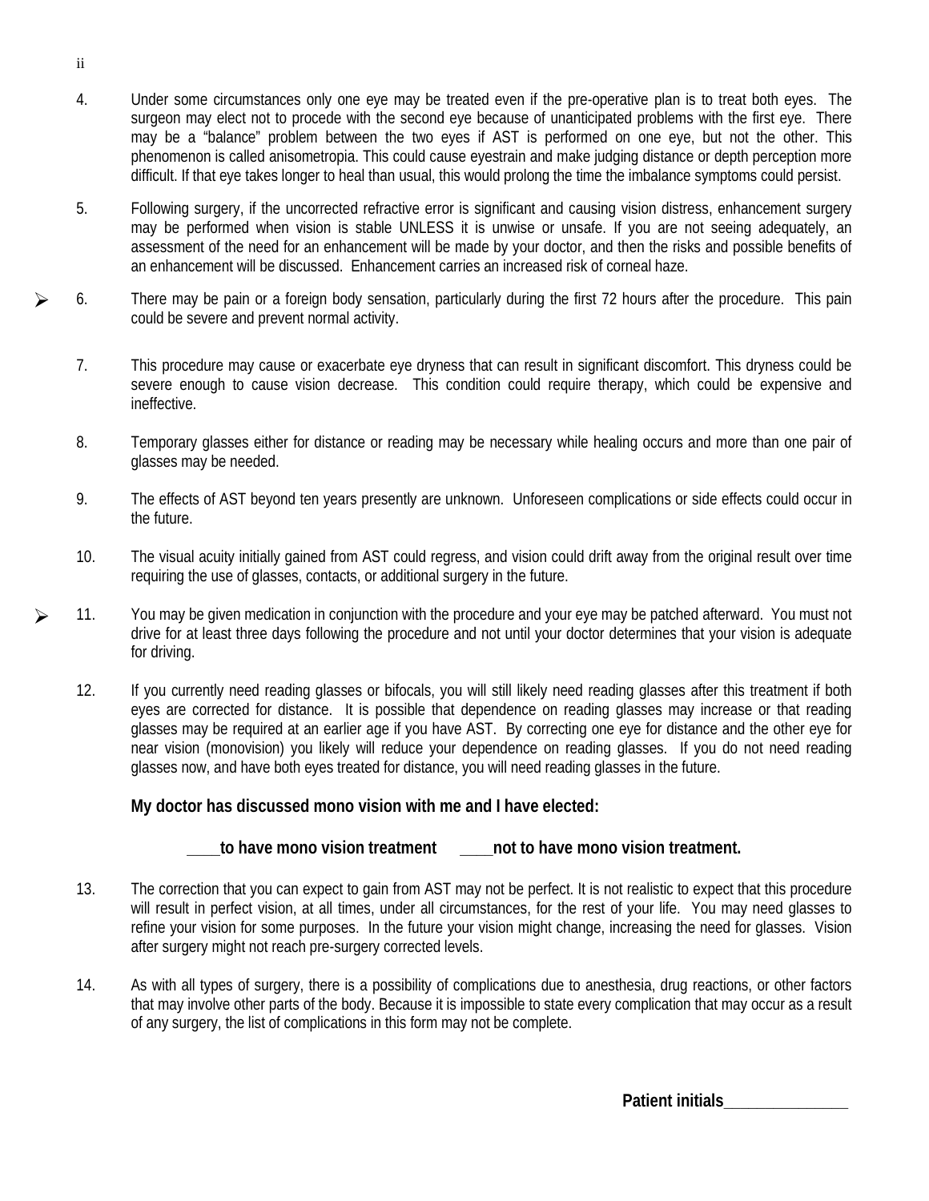4. Under some circumstances only one eye may be treated even if the pre-operative plan is to treat both eyes. The surgeon may elect not to procede with the second eye because of unanticipated problems with the first eye. There may be a "balance" problem between the two eyes if AST is performed on one eye, but not the other. This phenomenon is called anisometropia. This could cause eyestrain and make judging distance or depth perception more difficult. If that eye takes longer to heal than usual, this would prolong the time the imbalance symptoms could persist.

5. Following surgery, if the uncorrected refractive error is significant and causing vision distress, enhancement surgery may be performed when vision is stable UNLESS it is unwise or unsafe. If you are not seeing adequately, an assessment of the need for an enhancement will be made by your doctor, and then the risks and possible benefits of an enhancement will be discussed. Enhancement carries an increased risk of corneal haze.

➢ 6. There may be pain or a foreign body sensation, particularly during the first 72 hours after the procedure. This pain could be severe and prevent normal activity.

7. This procedure may cause or exacerbate eye dryness that can result in significant discomfort. This dryness could be severe enough to cause vision decrease. This condition could require therapy, which could be expensive and ineffective.

8. Temporary glasses either for distance or reading may be necessary while healing occurs and more than one pair of glasses may be needed.

9. The effects of AST beyond ten years presently are unknown. Unforeseen complications or side effects could occur in the future.

10. The visual acuity initially gained from AST could regress, and vision could drift away from the original result over time requiring the use of glasses, contacts, or additional surgery in the future.

➢ 11. You may be given medication in conjunction with the procedure and your eye may be patched afterward. You must not drive for at least three days following the procedure and not until your doctor determines that your vision is adequate for driving.

12. If you currently need reading glasses or bifocals, you will still likely need reading glasses after this treatment if both eyes are corrected for distance. It is possible that dependence on reading glasses may increase or that reading glasses may be required at an earlier age if you have AST. By correcting one eye for distance and the other eye for near vision (monovision) you likely will reduce your dependence on reading glasses. If you do not need reading glasses now, and have both eyes treated for distance, you will need reading glasses in the future.

**My doctor has discussed mono vision with me and I have elected:**

**____to have mono vision treatment ____not to have mono vision treatment.**

13. The correction that you can expect to gain from AST may not be perfect. It is not realistic to expect that this procedure will result in perfect vision, at all times, under all circumstances, for the rest of your life. You may need glasses to refine your vision for some purposes. In the future your vision might change, increasing the need for glasses. Vision after surgery might not reach pre-surgery corrected levels.

14. As with all types of surgery, there is a possibility of complications due to anesthesia, drug reactions, or other factors that may involve other parts of the body. Because it is impossible to state every complication that may occur as a result of any surgery, the list of complications in this form may not be complete.

**Patient initials_______________**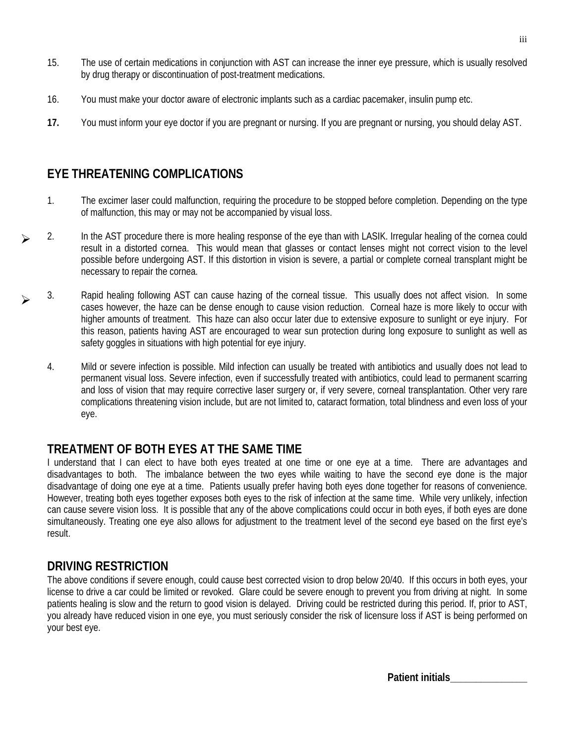15. The use of certain medications in conjunction with AST can increase the inner eye pressure, which is usually resolved by drug therapy or discontinuation of post-treatment medications.

16. You must make your doctor aware of electronic implants such as a cardiac pacemaker, insulin pump etc.

**17.** You must inform your eye doctor if you are pregnant or nursing. If you are pregnant or nursing, you should delay AST.

## EYE THREATENING COMPLICATIONS

1. The excimer laser could malfunction, requiring the procedure to be stopped before completion. Depending on the type of malfunction, this may or may not be accompanied by visual loss.

2. In the AST procedure there is more healing response of the eye than with LASIK. Irregular healing of the cornea could result in a distorted cornea. This would mean that glasses or contact lenses might not correct vision to the level possible before undergoing AST. If this distortion in vision is severe, a partial or complete corneal transplant might be necessary to repair the cornea.

3. Rapid healing following AST can cause hazing of the corneal tissue. This usually does not affect vision. In some cases however, the haze can be dense enough to cause vision reduction. Corneal haze is more likely to occur with higher amounts of treatment. This haze can also occur later due to extensive exposure to sunlight or eye injury. For this reason, patients having AST are encouraged to wear sun protection during long exposure to sunlight as well as safety goggles in situations with high potential for eye injury.

4. Mild or severe infection is possible. Mild infection can usually be treated with antibiotics and usually does not lead to permanent visual loss. Severe infection, even if successfully treated with antibiotics, could lead to permanent scarring and loss of vision that may require corrective laser surgery or, if very severe, corneal transplantation. Other very rare complications threatening vision include, but are not limited to, cataract formation, total blindness and even loss of your eye.

## TREATMENT OF BOTH EYES AT THE SAME TIME

I understand that I can elect to have both eyes treated at one time or one eye at a time. There are advantages and disadvantages to both. The imbalance between the two eyes while waiting to have the second eye done is the major disadvantage of doing one eye at a time. Patients usually prefer having both eyes done together for reasons of convenience. However, treating both eyes together exposes both eyes to the risk of infection at the same time. While very unlikely, infection can cause severe vision loss. It is possible that any of the above complications could occur in both eyes, if both eyes are done simultaneously. Treating one eye also allows for adjustment to the treatment level of the second eye based on the first eye's result.

## DRIVING RESTRICTION

The above conditions if severe enough, could cause best corrected vision to drop below 20/40. If this occurs in both eyes, your license to drive a car could be limited or revoked. Glare could be severe enough to prevent you from driving at night. In some patients healing is slow and the return to good vision is delayed. Driving could be restricted during this period. If, prior to AST, you already have reduced vision in one eye, you must seriously consider the risk of licensure loss if AST is being performed on your best eye.

**Patient initials_______________**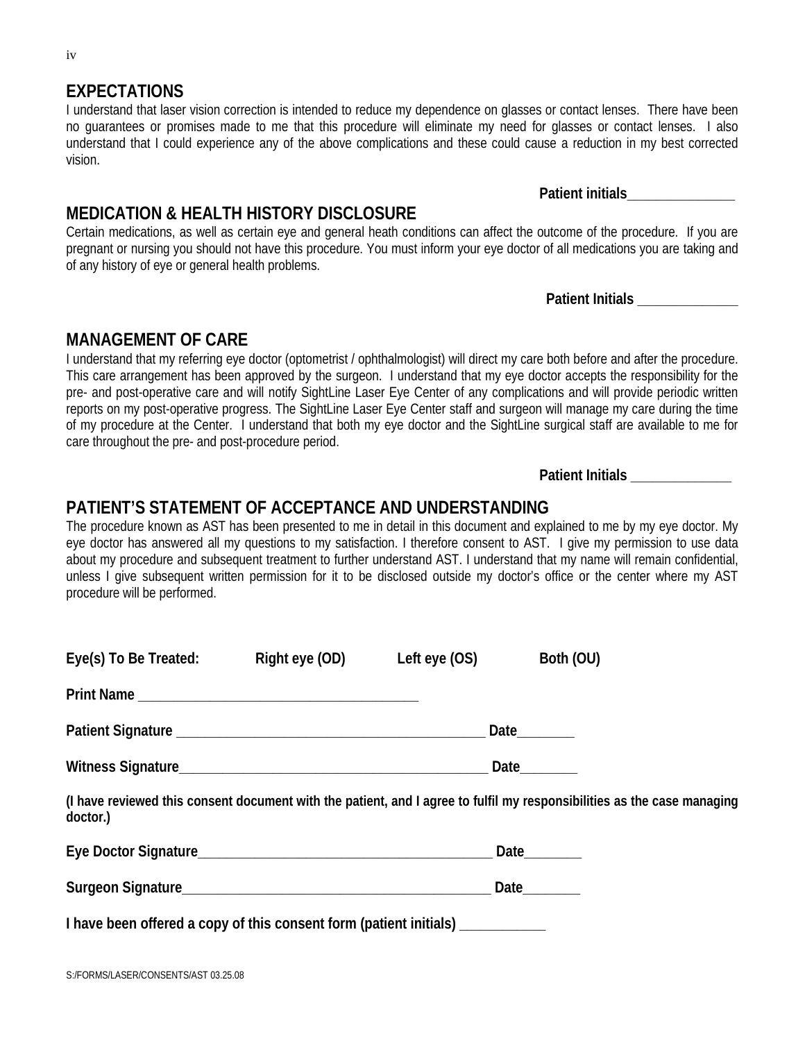## EXPECTATIONS

I understand that laser vision correction is intended to reduce my dependence on glasses or contact lenses. There have been no guarantees or promises made to me that this procedure will eliminate my need for glasses or contact lenses. I also understand that I could experience any of the above complications and these could cause a reduction in my best corrected vision.

**Patient initials______________**

## MEDICATION & HEALTH HISTORY DISCLOSURE

Certain medications, as well as certain eye and general heath conditions can affect the outcome of the procedure. If you are pregnant or nursing you should not have this procedure. You must inform your eye doctor of all medications you are taking and of any history of eye or general health problems.

**Patient Initials _____________**

## MANAGEMENT OF CARE

I understand that my referring eye doctor (optometrist / ophthalmologist) will direct my care both before and after the procedure. This care arrangement has been approved by the surgeon. I understand that my eye doctor accepts the responsibility for the pre- and post-operative care and will notify SightLine Laser Eye Center of any complications and will provide periodic written reports on my post-operative progress. The SightLine Laser Eye Center staff and surgeon will manage my care during the time of my procedure at the Center. I understand that both my eye doctor and the SightLine surgical staff are available to me for care throughout the pre- and post-procedure period.

**Patient Initials _____________**

## PATIENT'S STATEMENT OF ACCEPTANCE AND UNDERSTANDING

The procedure known as AST has been presented to me in detail in this document and explained to me by my eye doctor. My eye doctor has answered all my questions to my satisfaction. I therefore consent to AST. I give my permission to use data about my procedure and subsequent treatment to further understand AST. I understand that my name will remain confidential, unless I give subsequent written permission for it to be disclosed outside my doctor's office or the center where my AST procedure will be performed.

**Eye(s) To Be Treated:      Right eye (OD)      Left eye (OS)      Both (OU)**

**Print Name ______________________________________**

**Patient Signature __________________________________________ Date________**

**Witness Signature__________________________________________ Date________**

**(I have reviewed this consent document with the patient, and I agree to fulfil my responsibilities as the case managing doctor.)**

**Eye Doctor Signature_______________________________________ Date________**

**Surgeon Signature__________________________________________ Date________**

**I have been offered a copy of this consent form (patient initials) ___________**

S:/FORMS/LASER/CONSENTS/AST 03.25.08